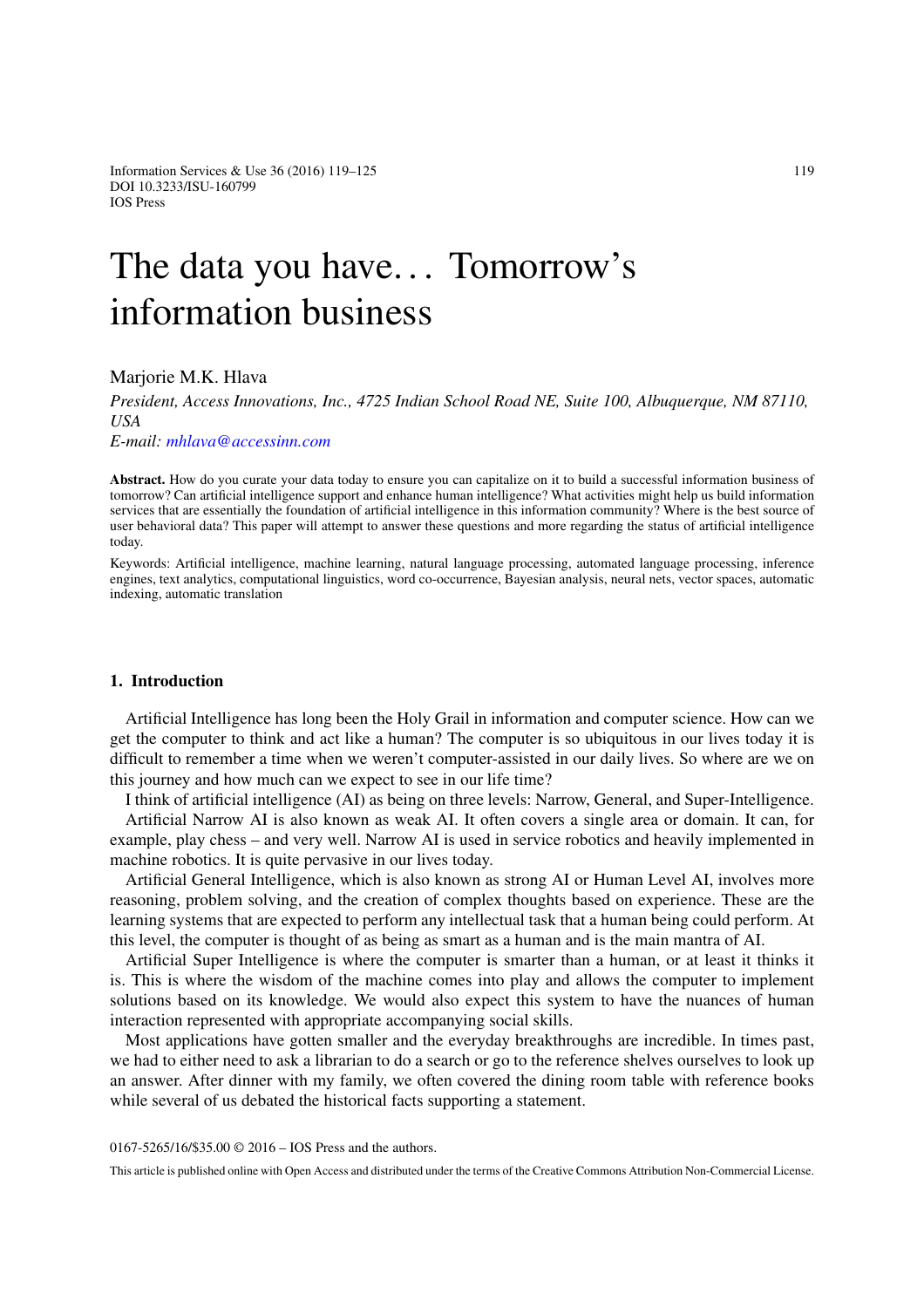# The data you have… Tomorrow's information business

Marjorie M.K. Hlava

*President, Access Innovations, Inc., 4725 Indian School Road NE, Suite 100, Albuquerque, NM 87110, USA*

*E-mail: mhlava@accessinn.com*

**Abstract.** How do you curate your data today to ensure you can capitalize on it to build a successful information business of tomorrow? Can artificial intelligence support and enhance human intelligence? What activities might help us build information services that are essentially the foundation of artificial intelligence in this information community? Where is the best source of user behavioral data? This paper will attempt to answer these questions and more regarding the status of artificial intelligence today.

Keywords: Artificial intelligence, machine learning, natural language processing, automated language processing, inference engines, text analytics, computational linguistics, word co-occurrence, Bayesian analysis, neural nets, vector spaces, automatic indexing, automatic translation

## 1. Introduction

Artificial Intelligence has long been the Holy Grail in information and computer science. How can we get the computer to think and act like a human? The computer is so ubiquitous in our lives today it is difficult to remember a time when we weren't computer-assisted in our daily lives. So where are we on this journey and how much can we expect to see in our life time?

I think of artificial intelligence (AI) as being on three levels: Narrow, General, and Super-Intelligence.

Artificial Narrow AI is also known as weak AI. It often covers a single area or domain. It can, for example, play chess – and very well. Narrow AI is used in service robotics and heavily implemented in machine robotics. It is quite pervasive in our lives today.

Artificial General Intelligence, which is also known as strong AI or Human Level AI, involves more reasoning, problem solving, and the creation of complex thoughts based on experience. These are the learning systems that are expected to perform any intellectual task that a human being could perform. At this level, the computer is thought of as being as smart as a human and is the main mantra of AI.

Artificial Super Intelligence is where the computer is smarter than a human, or at least it thinks it is. This is where the wisdom of the machine comes into play and allows the computer to implement solutions based on its knowledge. We would also expect this system to have the nuances of human interaction represented with appropriate accompanying social skills.

Most applications have gotten smaller and the everyday breakthroughs are incredible. In times past, we had to either need to ask a librarian to do a search or go to the reference shelves ourselves to look up an answer. After dinner with my family, we often covered the dining room table with reference books while several of us debated the historical facts supporting a statement.

0167-5265/16/$35.00 © 2016 – IOS Press and the authors.

This article is published online with Open Access and distributed under the terms of the Creative Commons Attribution Non-Commercial License.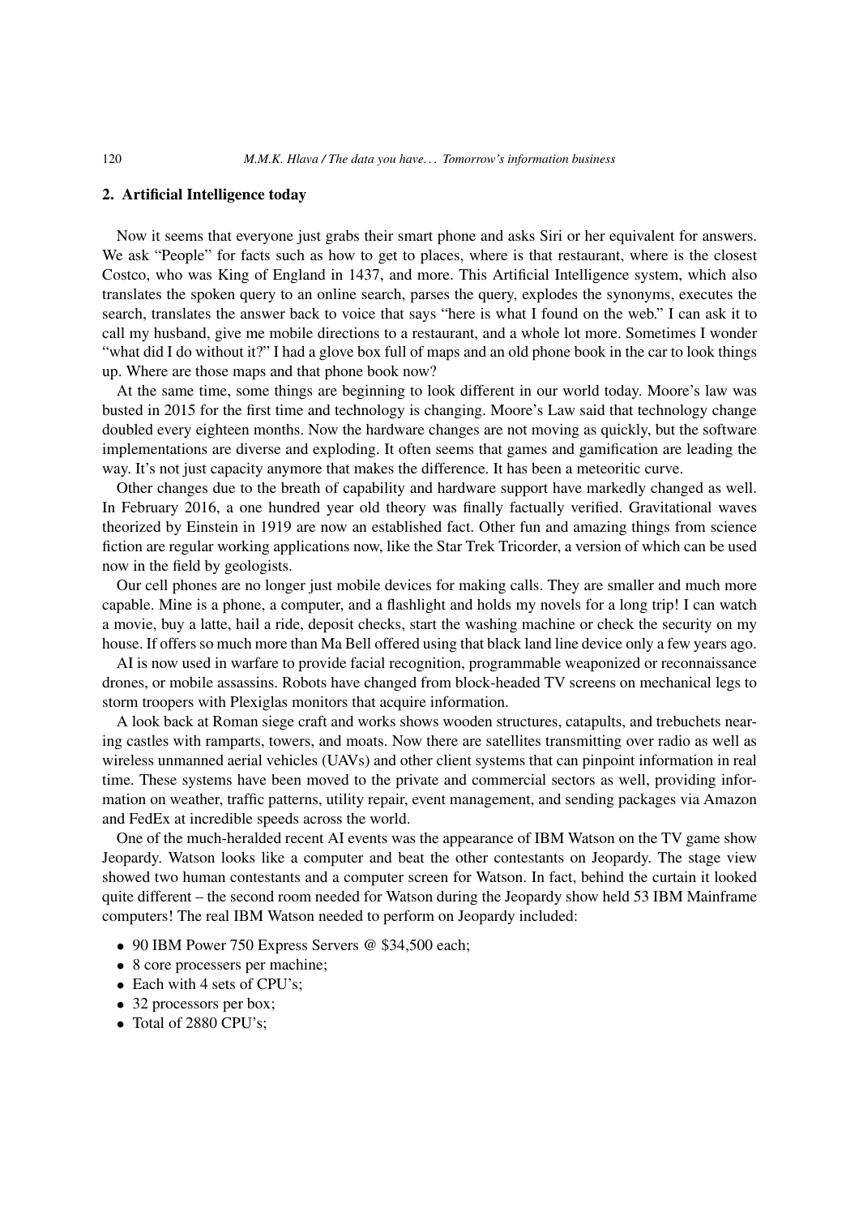## 2. Artificial Intelligence today

Now it seems that everyone just grabs their smart phone and asks Siri or her equivalent for answers. We ask "People" for facts such as how to get to places, where is that restaurant, where is the closest Costco, who was King of England in 1437, and more. This Artificial Intelligence system, which also translates the spoken query to an online search, parses the query, explodes the synonyms, executes the search, translates the answer back to voice that says "here is what I found on the web." I can ask it to call my husband, give me mobile directions to a restaurant, and a whole lot more. Sometimes I wonder "what did I do without it?" I had a glove box full of maps and an old phone book in the car to look things up. Where are those maps and that phone book now?

At the same time, some things are beginning to look different in our world today. Moore's law was busted in 2015 for the first time and technology is changing. Moore's Law said that technology change doubled every eighteen months. Now the hardware changes are not moving as quickly, but the software implementations are diverse and exploding. It often seems that games and gamification are leading the way. It's not just capacity anymore that makes the difference. It has been a meteoritic curve.

Other changes due to the breath of capability and hardware support have markedly changed as well. In February 2016, a one hundred year old theory was finally factually verified. Gravitational waves theorized by Einstein in 1919 are now an established fact. Other fun and amazing things from science fiction are regular working applications now, like the Star Trek Tricorder, a version of which can be used now in the field by geologists.

Our cell phones are no longer just mobile devices for making calls. They are smaller and much more capable. Mine is a phone, a computer, and a flashlight and holds my novels for a long trip! I can watch a movie, buy a latte, hail a ride, deposit checks, start the washing machine or check the security on my house. If offers so much more than Ma Bell offered using that black land line device only a few years ago.

AI is now used in warfare to provide facial recognition, programmable weaponized or reconnaissance drones, or mobile assassins. Robots have changed from block-headed TV screens on mechanical legs to storm troopers with Plexiglas monitors that acquire information.

A look back at Roman siege craft and works shows wooden structures, catapults, and trebuchets nearing castles with ramparts, towers, and moats. Now there are satellites transmitting over radio as well as wireless unmanned aerial vehicles (UAVs) and other client systems that can pinpoint information in real time. These systems have been moved to the private and commercial sectors as well, providing information on weather, traffic patterns, utility repair, event management, and sending packages via Amazon and FedEx at incredible speeds across the world.

One of the much-heralded recent AI events was the appearance of IBM Watson on the TV game show Jeopardy. Watson looks like a computer and beat the other contestants on Jeopardy. The stage view showed two human contestants and a computer screen for Watson. In fact, behind the curtain it looked quite different – the second room needed for Watson during the Jeopardy show held 53 IBM Mainframe computers! The real IBM Watson needed to perform on Jeopardy included:

- 90 IBM Power 750 Express Servers @ $34,500 each;
- 8 core processers per machine;
- Each with 4 sets of CPU's;
- 32 processors per box;
- Total of 2880 CPU's;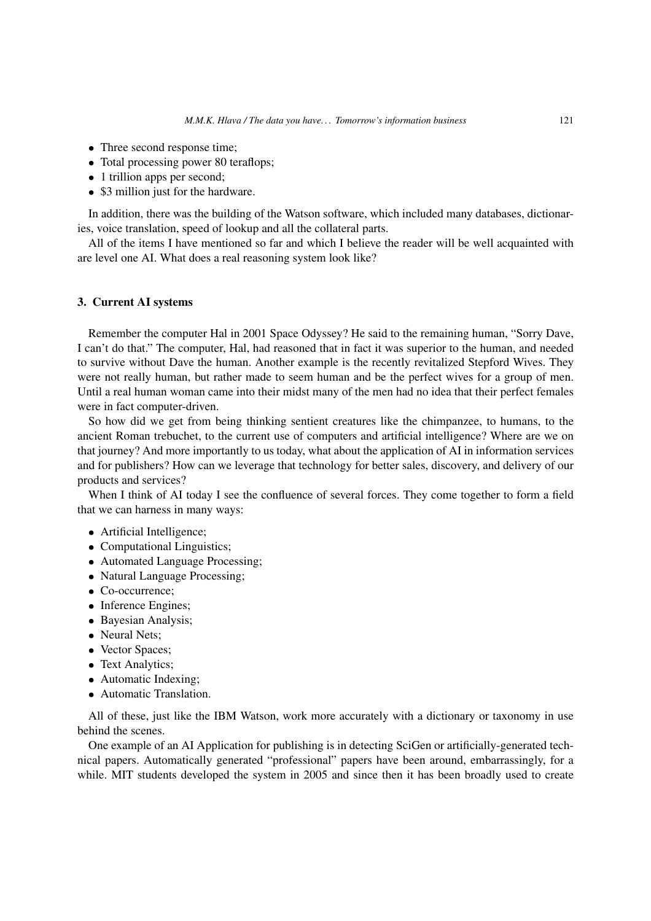- Three second response time;
- Total processing power 80 teraflops;
- 1 trillion apps per second;
- $3 million just for the hardware.

In addition, there was the building of the Watson software, which included many databases, dictionaries, voice translation, speed of lookup and all the collateral parts.

All of the items I have mentioned so far and which I believe the reader will be well acquainted with are level one AI. What does a real reasoning system look like?

## 3. Current AI systems

Remember the computer Hal in 2001 Space Odyssey? He said to the remaining human, "Sorry Dave, I can't do that." The computer, Hal, had reasoned that in fact it was superior to the human, and needed to survive without Dave the human. Another example is the recently revitalized Stepford Wives. They were not really human, but rather made to seem human and be the perfect wives for a group of men. Until a real human woman came into their midst many of the men had no idea that their perfect females were in fact computer-driven.

So how did we get from being thinking sentient creatures like the chimpanzee, to humans, to the ancient Roman trebuchet, to the current use of computers and artificial intelligence? Where are we on that journey? And more importantly to us today, what about the application of AI in information services and for publishers? How can we leverage that technology for better sales, discovery, and delivery of our products and services?

When I think of AI today I see the confluence of several forces. They come together to form a field that we can harness in many ways:

- Artificial Intelligence;
- Computational Linguistics;
- Automated Language Processing;
- Natural Language Processing;
- Co-occurrence;
- Inference Engines;
- Bayesian Analysis;
- Neural Nets;
- Vector Spaces;
- Text Analytics;
- Automatic Indexing;
- Automatic Translation.

All of these, just like the IBM Watson, work more accurately with a dictionary or taxonomy in use behind the scenes.

One example of an AI Application for publishing is in detecting SciGen or artificially-generated technical papers. Automatically generated "professional" papers have been around, embarrassingly, for a while. MIT students developed the system in 2005 and since then it has been broadly used to create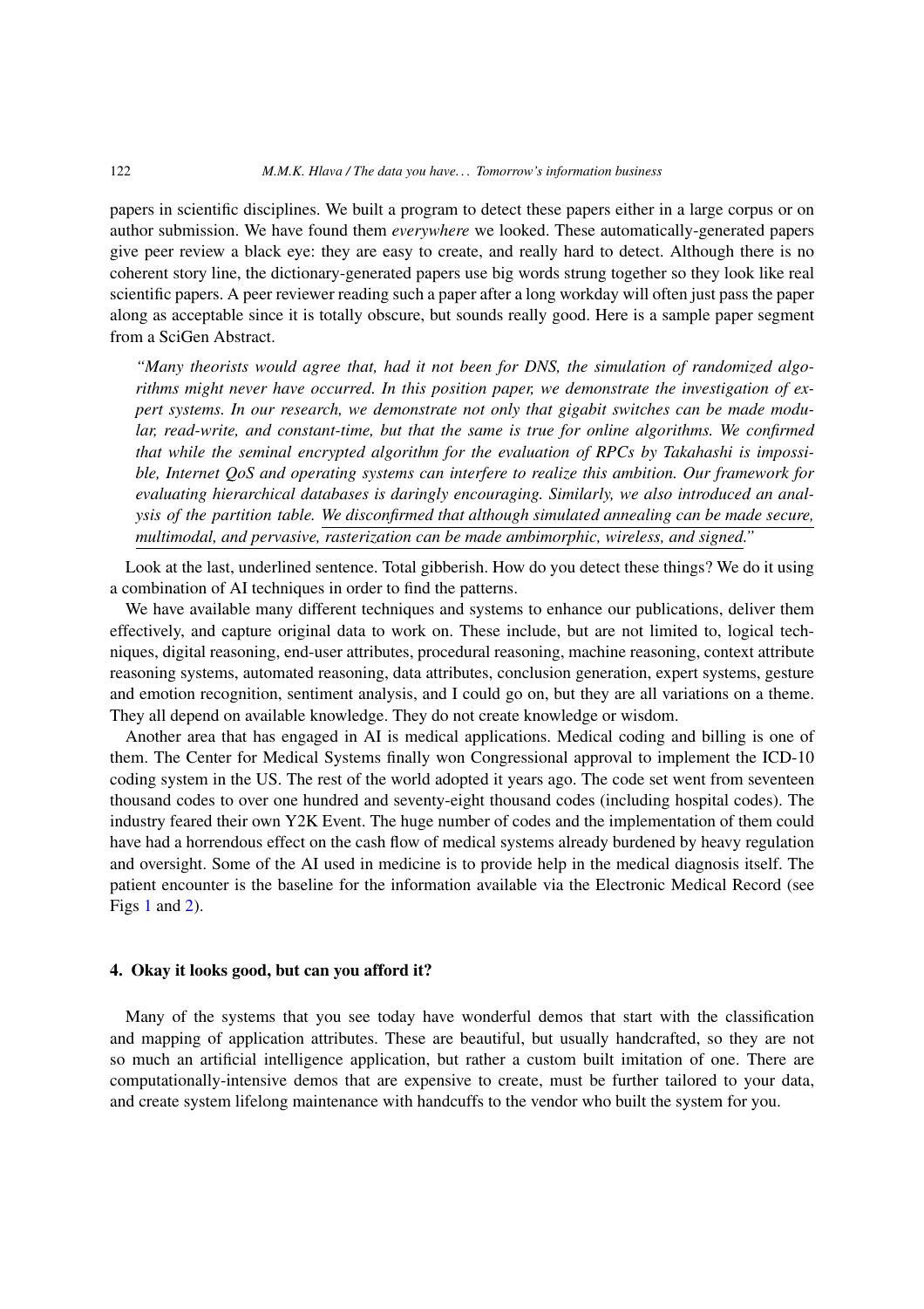papers in scientific disciplines. We built a program to detect these papers either in a large corpus or on author submission. We have found them *everywhere* we looked. These automatically-generated papers give peer review a black eye: they are easy to create, and really hard to detect. Although there is no coherent story line, the dictionary-generated papers use big words strung together so they look like real scientific papers. A peer reviewer reading such a paper after a long workday will often just pass the paper along as acceptable since it is totally obscure, but sounds really good. Here is a sample paper segment from a SciGen Abstract.

> *"Many theorists would agree that, had it not been for DNS, the simulation of randomized algorithms might never have occurred. In this position paper, we demonstrate the investigation of expert systems. In our research, we demonstrate not only that gigabit switches can be made modular, read-write, and constant-time, but that the same is true for online algorithms. We confirmed that while the seminal encrypted algorithm for the evaluation of RPCs by Takahashi is impossible, Internet QoS and operating systems can interfere to realize this ambition. Our framework for evaluating hierarchical databases is daringly encouraging. Similarly, we also introduced an analysis of the partition table. <u>We disconfirmed that although simulated annealing can be made secure, multimodal, and pervasive, rasterization can be made ambimorphic, wireless, and signed.</u>"*

Look at the last, underlined sentence. Total gibberish. How do you detect these things? We do it using a combination of AI techniques in order to find the patterns.

We have available many different techniques and systems to enhance our publications, deliver them effectively, and capture original data to work on. These include, but are not limited to, logical techniques, digital reasoning, end-user attributes, procedural reasoning, machine reasoning, context attribute reasoning systems, automated reasoning, data attributes, conclusion generation, expert systems, gesture and emotion recognition, sentiment analysis, and I could go on, but they are all variations on a theme. They all depend on available knowledge. They do not create knowledge or wisdom.

Another area that has engaged in AI is medical applications. Medical coding and billing is one of them. The Center for Medical Systems finally won Congressional approval to implement the ICD-10 coding system in the US. The rest of the world adopted it years ago. The code set went from seventeen thousand codes to over one hundred and seventy-eight thousand codes (including hospital codes). The industry feared their own Y2K Event. The huge number of codes and the implementation of them could have had a horrendous effect on the cash flow of medical systems already burdened by heavy regulation and oversight. Some of the AI used in medicine is to provide help in the medical diagnosis itself. The patient encounter is the baseline for the information available via the Electronic Medical Record (see Figs 1 and 2).

## 4. Okay it looks good, but can you afford it?

Many of the systems that you see today have wonderful demos that start with the classification and mapping of application attributes. These are beautiful, but usually handcrafted, so they are not so much an artificial intelligence application, but rather a custom built imitation of one. There are computationally-intensive demos that are expensive to create, must be further tailored to your data, and create system lifelong maintenance with handcuffs to the vendor who built the system for you.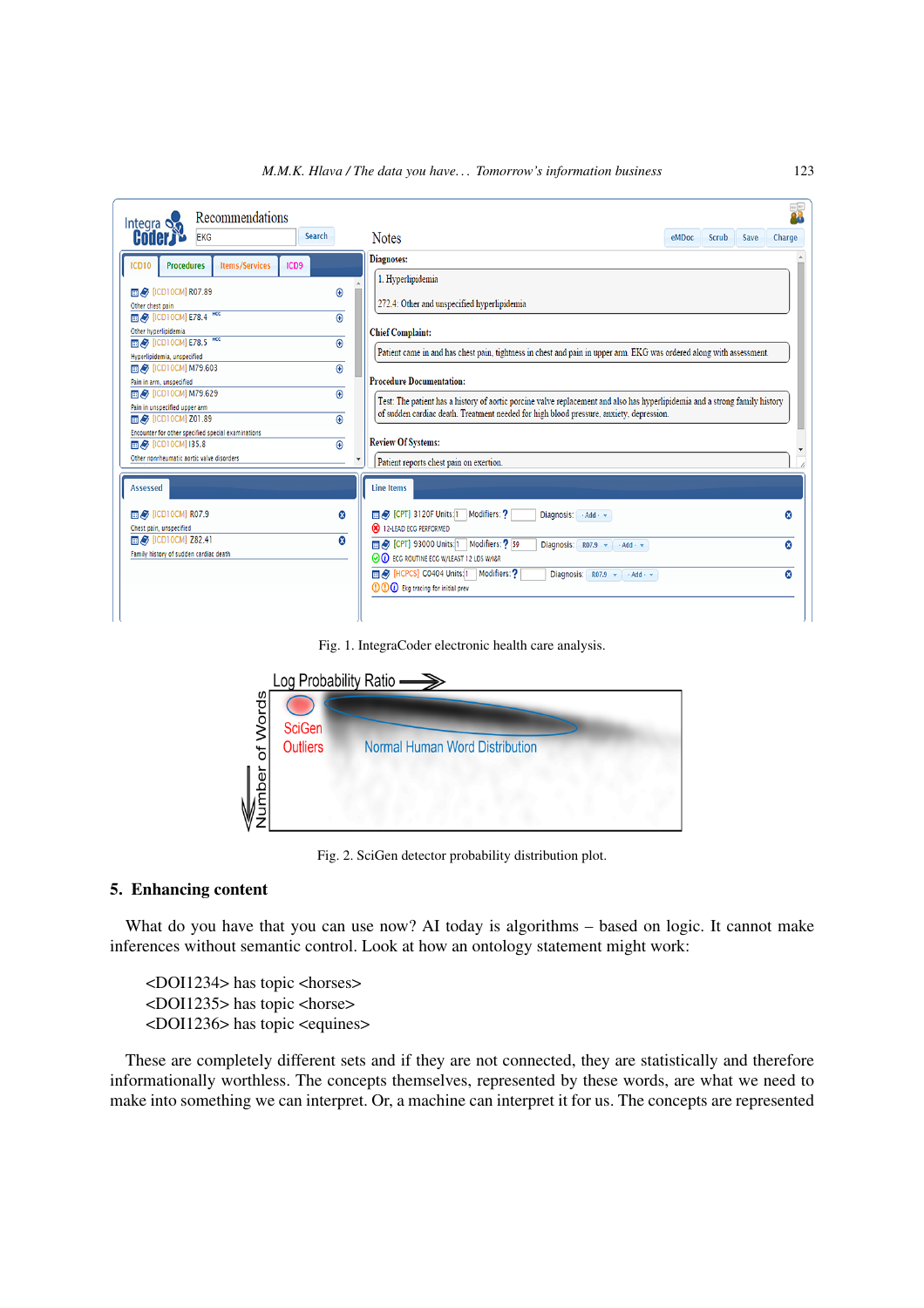Fig. 1. IntegraCoder electronic health care analysis.

Fig. 2. SciGen detector probability distribution plot.

## 5. Enhancing content

What do you have that you can use now? AI today is algorithms – based on logic. It cannot make inferences without semantic control. Look at how an ontology statement might work:

<DOI1234> has topic <horses>
<DOI1235> has topic <horse>
<DOI1236> has topic <equines>

These are completely different sets and if they are not connected, they are statistically and therefore informationally worthless. The concepts themselves, represented by these words, are what we need to make into something we can interpret. Or, a machine can interpret it for us. The concepts are represented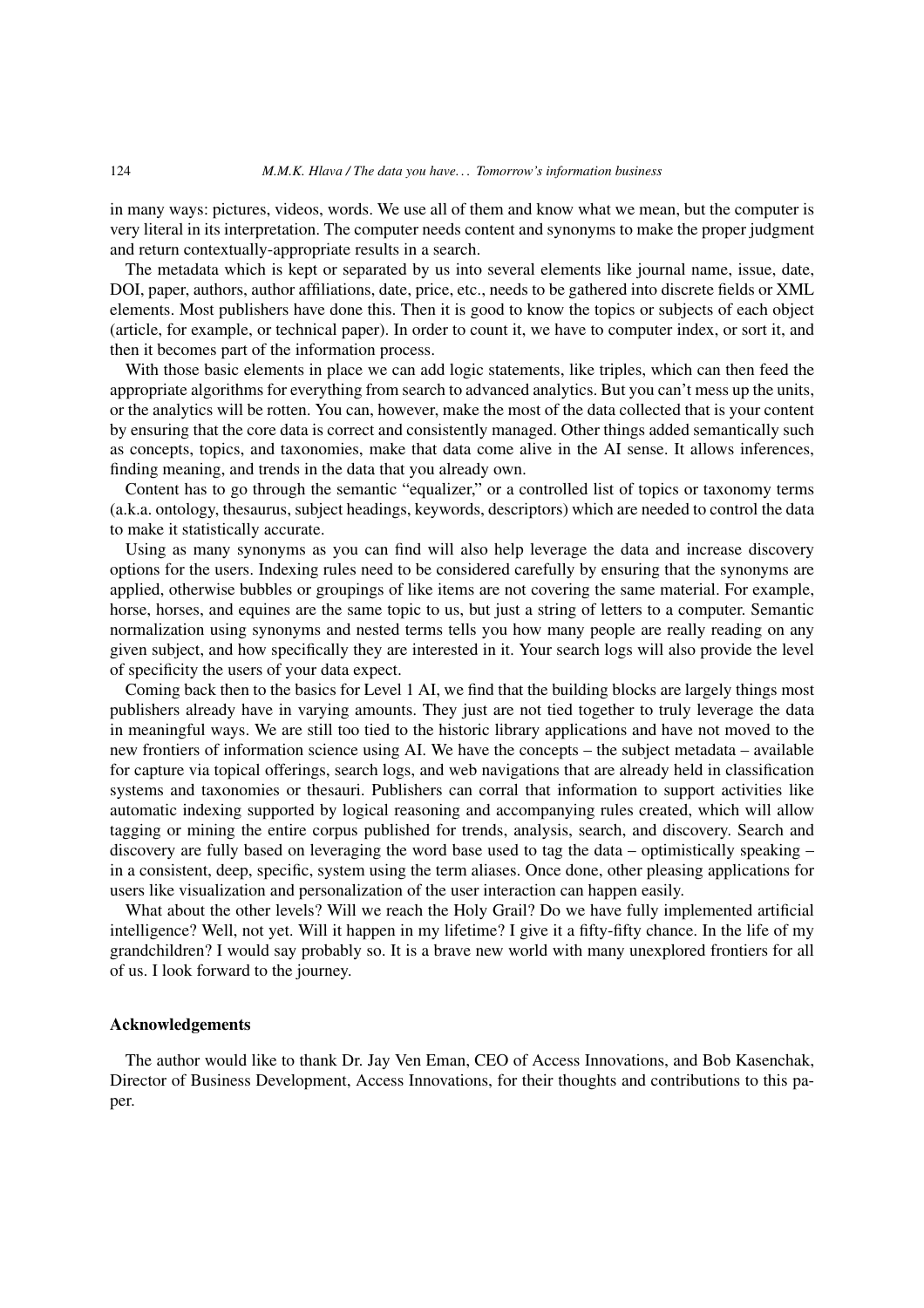in many ways: pictures, videos, words. We use all of them and know what we mean, but the computer is very literal in its interpretation. The computer needs content and synonyms to make the proper judgment and return contextually-appropriate results in a search.

The metadata which is kept or separated by us into several elements like journal name, issue, date, DOI, paper, authors, author affiliations, date, price, etc., needs to be gathered into discrete fields or XML elements. Most publishers have done this. Then it is good to know the topics or subjects of each object (article, for example, or technical paper). In order to count it, we have to computer index, or sort it, and then it becomes part of the information process.

With those basic elements in place we can add logic statements, like triples, which can then feed the appropriate algorithms for everything from search to advanced analytics. But you can't mess up the units, or the analytics will be rotten. You can, however, make the most of the data collected that is your content by ensuring that the core data is correct and consistently managed. Other things added semantically such as concepts, topics, and taxonomies, make that data come alive in the AI sense. It allows inferences, finding meaning, and trends in the data that you already own.

Content has to go through the semantic "equalizer," or a controlled list of topics or taxonomy terms (a.k.a. ontology, thesaurus, subject headings, keywords, descriptors) which are needed to control the data to make it statistically accurate.

Using as many synonyms as you can find will also help leverage the data and increase discovery options for the users. Indexing rules need to be considered carefully by ensuring that the synonyms are applied, otherwise bubbles or groupings of like items are not covering the same material. For example, horse, horses, and equines are the same topic to us, but just a string of letters to a computer. Semantic normalization using synonyms and nested terms tells you how many people are really reading on any given subject, and how specifically they are interested in it. Your search logs will also provide the level of specificity the users of your data expect.

Coming back then to the basics for Level 1 AI, we find that the building blocks are largely things most publishers already have in varying amounts. They just are not tied together to truly leverage the data in meaningful ways. We are still too tied to the historic library applications and have not moved to the new frontiers of information science using AI. We have the concepts – the subject metadata – available for capture via topical offerings, search logs, and web navigations that are already held in classification systems and taxonomies or thesauri. Publishers can corral that information to support activities like automatic indexing supported by logical reasoning and accompanying rules created, which will allow tagging or mining the entire corpus published for trends, analysis, search, and discovery. Search and discovery are fully based on leveraging the word base used to tag the data – optimistically speaking – in a consistent, deep, specific, system using the term aliases. Once done, other pleasing applications for users like visualization and personalization of the user interaction can happen easily.

What about the other levels? Will we reach the Holy Grail? Do we have fully implemented artificial intelligence? Well, not yet. Will it happen in my lifetime? I give it a fifty-fifty chance. In the life of my grandchildren? I would say probably so. It is a brave new world with many unexplored frontiers for all of us. I look forward to the journey.

## Acknowledgements

The author would like to thank Dr. Jay Ven Eman, CEO of Access Innovations, and Bob Kasenchak, Director of Business Development, Access Innovations, for their thoughts and contributions to this paper.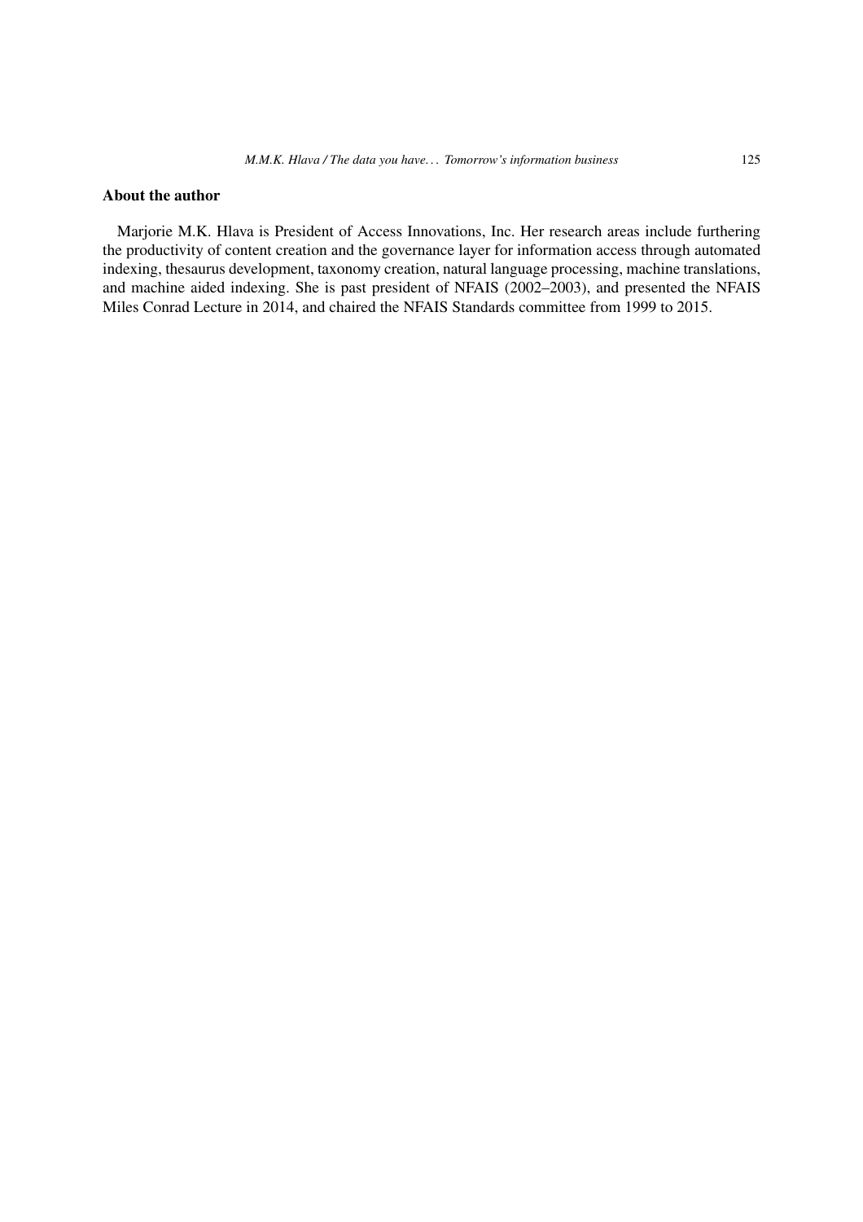## About the author

Marjorie M.K. Hlava is President of Access Innovations, Inc. Her research areas include furthering the productivity of content creation and the governance layer for information access through automated indexing, thesaurus development, taxonomy creation, natural language processing, machine translations, and machine aided indexing. She is past president of NFAIS (2002–2003), and presented the NFAIS Miles Conrad Lecture in 2014, and chaired the NFAIS Standards committee from 1999 to 2015.